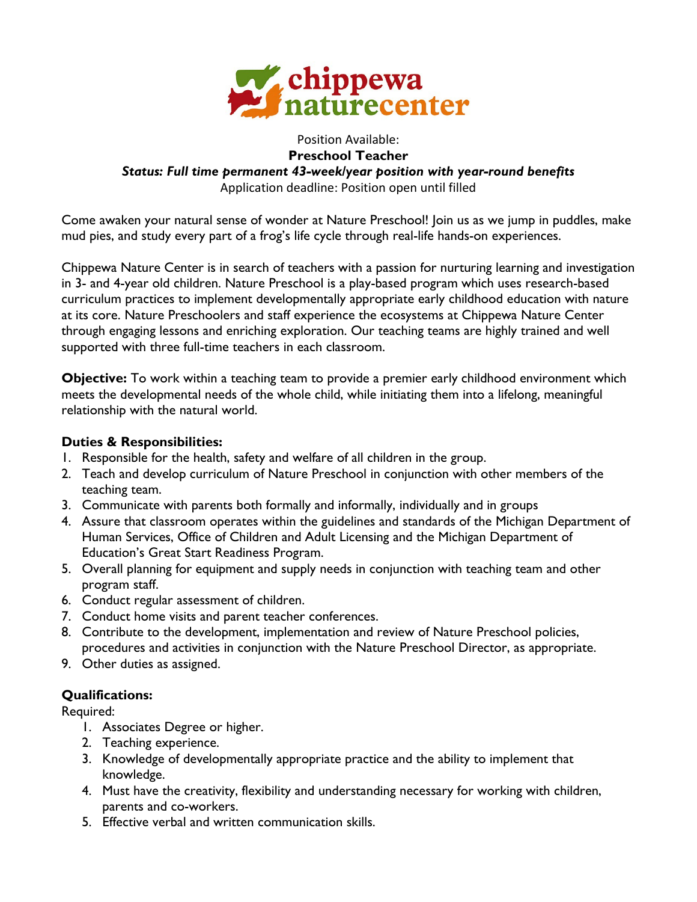chippewa naturecenter

Position Available:

**Preschool Teacher**

***Status: Full time permanent 43-week/year position with year-round benefits***

Application deadline: Position open until filled

Come awaken your natural sense of wonder at Nature Preschool! Join us as we jump in puddles, make mud pies, and study every part of a frog's life cycle through real-life hands-on experiences.

Chippewa Nature Center is in search of teachers with a passion for nurturing learning and investigation in 3- and 4-year old children. Nature Preschool is a play-based program which uses research-based curriculum practices to implement developmentally appropriate early childhood education with nature at its core. Nature Preschoolers and staff experience the ecosystems at Chippewa Nature Center through engaging lessons and enriching exploration. Our teaching teams are highly trained and well supported with three full-time teachers in each classroom.

**Objective:** To work within a teaching team to provide a premier early childhood environment which meets the developmental needs of the whole child, while initiating them into a lifelong, meaningful relationship with the natural world.

**Duties & Responsibilities:**

1. Responsible for the health, safety and welfare of all children in the group.
2. Teach and develop curriculum of Nature Preschool in conjunction with other members of the teaching team.
3. Communicate with parents both formally and informally, individually and in groups
4. Assure that classroom operates within the guidelines and standards of the Michigan Department of Human Services, Office of Children and Adult Licensing and the Michigan Department of Education's Great Start Readiness Program.
5. Overall planning for equipment and supply needs in conjunction with teaching team and other program staff.
6. Conduct regular assessment of children.
7. Conduct home visits and parent teacher conferences.
8. Contribute to the development, implementation and review of Nature Preschool policies, procedures and activities in conjunction with the Nature Preschool Director, as appropriate.
9. Other duties as assigned.

**Qualifications:**

Required:

1. Associates Degree or higher.
2. Teaching experience.
3. Knowledge of developmentally appropriate practice and the ability to implement that knowledge.
4. Must have the creativity, flexibility and understanding necessary for working with children, parents and co-workers.
5. Effective verbal and written communication skills.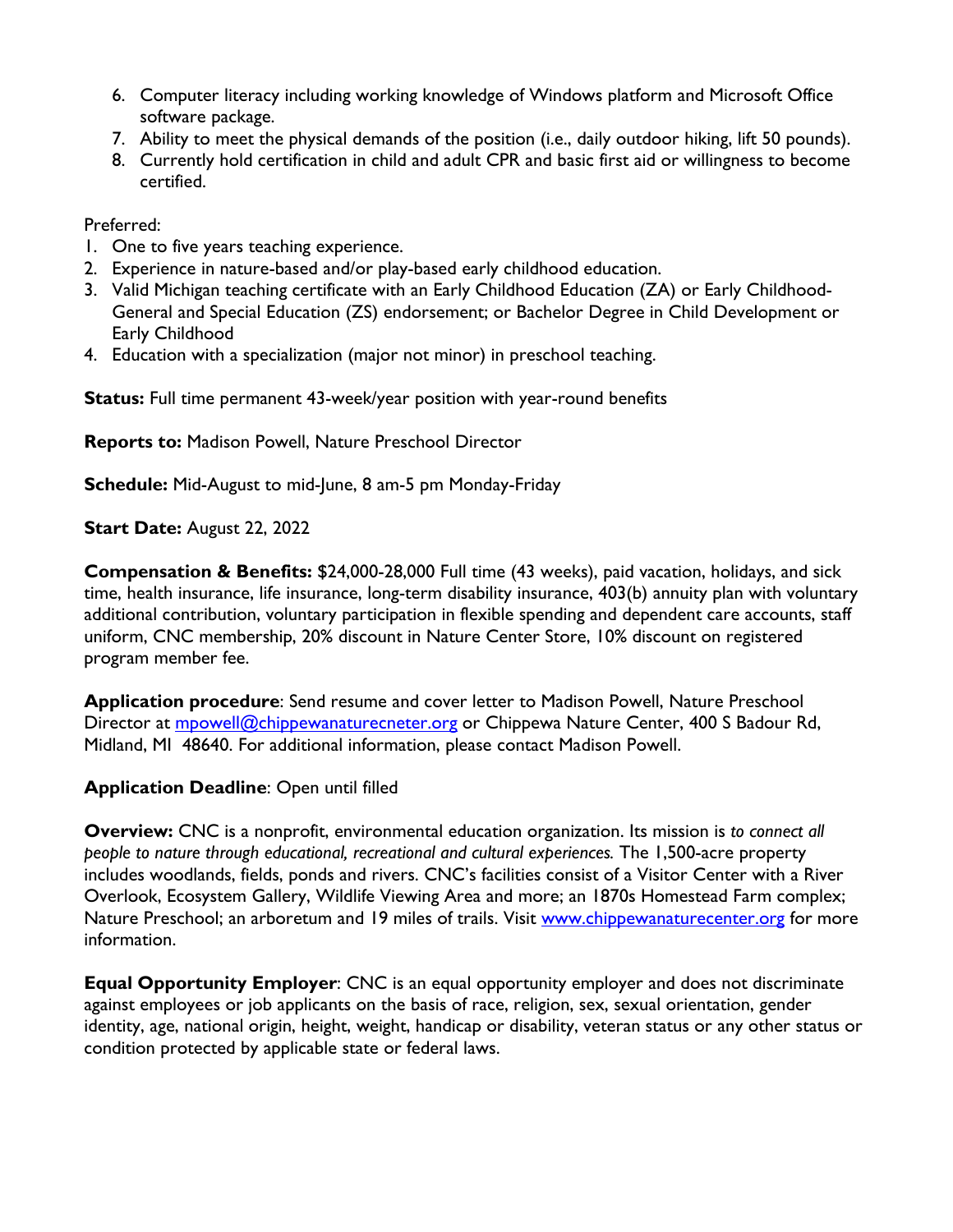6. Computer literacy including working knowledge of Windows platform and Microsoft Office software package.
7. Ability to meet the physical demands of the position (i.e., daily outdoor hiking, lift 50 pounds).
8. Currently hold certification in child and adult CPR and basic first aid or willingness to become certified.

Preferred:

1. One to five years teaching experience.
2. Experience in nature-based and/or play-based early childhood education.
3. Valid Michigan teaching certificate with an Early Childhood Education (ZA) or Early Childhood-General and Special Education (ZS) endorsement; or Bachelor Degree in Child Development or Early Childhood
4. Education with a specialization (major not minor) in preschool teaching.

**Status:** Full time permanent 43-week/year position with year-round benefits

**Reports to:** Madison Powell, Nature Preschool Director

**Schedule:** Mid-August to mid-June, 8 am-5 pm Monday-Friday

**Start Date:** August 22, 2022

**Compensation & Benefits:** $24,000-28,000 Full time (43 weeks), paid vacation, holidays, and sick time, health insurance, life insurance, long-term disability insurance, 403(b) annuity plan with voluntary additional contribution, voluntary participation in flexible spending and dependent care accounts, staff uniform, CNC membership, 20% discount in Nature Center Store, 10% discount on registered program member fee.

**Application procedure**: Send resume and cover letter to Madison Powell, Nature Preschool Director at mpowell@chippewanaturecneter.org or Chippewa Nature Center, 400 S Badour Rd, Midland, MI 48640. For additional information, please contact Madison Powell.

**Application Deadline**: Open until filled

**Overview:** CNC is a nonprofit, environmental education organization. Its mission is *to connect all people to nature through educational, recreational and cultural experiences.* The 1,500-acre property includes woodlands, fields, ponds and rivers. CNC's facilities consist of a Visitor Center with a River Overlook, Ecosystem Gallery, Wildlife Viewing Area and more; an 1870s Homestead Farm complex; Nature Preschool; an arboretum and 19 miles of trails. Visit www.chippewanaturecenter.org for more information.

**Equal Opportunity Employer**: CNC is an equal opportunity employer and does not discriminate against employees or job applicants on the basis of race, religion, sex, sexual orientation, gender identity, age, national origin, height, weight, handicap or disability, veteran status or any other status or condition protected by applicable state or federal laws.